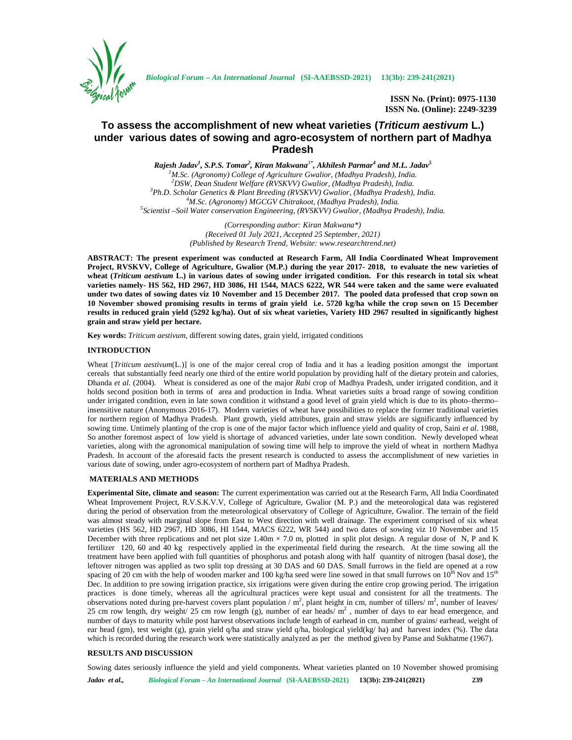ISSN No. (Print): 0975-1130
ISSN No. (Online): 2249-3239

# To assess the accomplishment of new wheat varieties (*Triticum aestivum* L.) under various dates of sowing and agro-ecosystem of northern part of Madhya Pradesh

***Rajesh Jadav[1], S.P.S. Tomar[2], Kiran Makwana[3*], Akhilesh Parmar[4] and M.L. Jadav[5]***

[1]*M.Sc. (Agronomy) College of Agriculture Gwalior, (Madhya Pradesh), India.*
[2]*DSW, Dean Student Welfare (RVSKVV) Gwalior, (Madhya Pradesh), India.*
[3]*Ph.D. Scholar Genetics & Plant Breeding (RVSKVV) Gwalior, (Madhya Pradesh), India.*
[4]*M.Sc. (Agronomy) MGCGV Chitrakoot, (Madhya Pradesh), India.*
[5]*Scientist –Soil Water conservation Engineering, (RVSKVV) Gwalior, (Madhya Pradesh), India.*

*(Corresponding author: Kiran Makwana\*)*
*(Received 01 July 2021, Accepted 25 September, 2021)*
*(Published by Research Trend, Website: www.researchtrend.net)*

**ABSTRACT: The present experiment was conducted at Research Farm, All India Coordinated Wheat Improvement Project, RVSKVV, College of Agriculture, Gwalior (M.P.) during the year 2017- 2018, to evaluate the new varieties of wheat (*Triticum aestivum* L.) in various dates of sowing under irrigated condition. For this research in total six wheat varieties namely- HS 562, HD 2967, HD 3086, HI 1544, MACS 6222, WR 544 were taken and the same were evaluated under two dates of sowing dates viz 10 November and 15 December 2017. The pooled data professed that crop sown on 10 November showed promising results in terms of grain yield i.e. 5720 kg/ha while the crop sown on 15 December results in reduced grain yield (5292 kg/ha). Out of six wheat varieties, Variety HD 2967 resulted in significantly highest grain and straw yield per hectare.**

**Key words:** *Triticum aestivum,* different sowing dates, grain yield, irrigated conditions

## INTRODUCTION

Wheat [*Triticum aestivum*(L.)] is one of the major cereal crop of India and it has a leading position amongst the important cereals that substantially feed nearly one third of the entire world population by providing half of the dietary protein and calories, Dhanda *et al*. (2004). Wheat is considered as one of the major *Rabi* crop of Madhya Pradesh, under irrigated condition, and it holds second position both in terms of area and production in India. Wheat varieties suits a broad range of sowing condition under irrigated condition, even in late sown condition it withstand a good level of grain yield which is due to its photo–thermo–insensitive nature (Anonymous 2016-17). Modern varieties of wheat have possibilities to replace the former traditional varieties for northern region of Madhya Pradesh. Plant growth, yield attributes, grain and straw yields are significantly influenced by sowing time. Untimely planting of the crop is one of the major factor which influence yield and quality of crop, Saini *et al*. 1988, So another foremost aspect of low yield is shortage of advanced varieties, under late sown condition. Newly developed wheat varieties, along with the agronomical manipulation of sowing time will help to improve the yield of wheat in northern Madhya Pradesh. In account of the aforesaid facts the present research is conducted to assess the accomplishment of new varieties in various date of sowing, under agro-ecosystem of northern part of Madhya Pradesh.

## MATERIALS AND METHODS

**Experimental Site, climate and season:** The current experimentation was carried out at the Research Farm, All India Coordinated Wheat Improvement Project, R.V.S.K.V.V, College of Agriculture, Gwalior (M. P.) and the meteorological data was registered during the period of observation from the meteorological observatory of College of Agriculture, Gwalior. The terrain of the field was almost steady with marginal slope from East to West direction with well drainage. The experiment comprised of six wheat varieties (HS 562, HD 2967, HD 3086, HI 1544, MACS 6222, WR 544) and two dates of sowing viz 10 November and 15 December with three replications and net plot size 1.40m × 7.0 m, plotted in split plot design. A regular dose of N, P and K fertilizer 120, 60 and 40 kg respectively applied in the experimental field during the research. At the time sowing all the treatment have been applied with full quantities of phosphorus and potash along with half quantity of nitrogen (basal dose), the leftover nitrogen was applied as two split top dressing at 30 DAS and 60 DAS. Small furrows in the field are opened at a row spacing of 20 cm with the help of wooden marker and 100 kg/ha seed were line sowed in that small furrows on 10$^{th}$ Nov and 15$^{th}$ Dec. In addition to pre sowing irrigation practice, six irrigations were given during the entire crop growing period. The irrigation practices is done timely, whereas all the agricultural practices were kept usual and consistent for all the treatments. The observations noted during pre-harvest covers plant population / m$^2$, plant height in cm, number of tillers/ m$^2$, number of leaves/ 25 cm row length, dry weight/ 25 cm row length (g), number of ear heads/ m$^2$ , number of days to ear head emergence, and number of days to maturity while post harvest observations include length of earhead in cm, number of grains/ earhead, weight of ear head (gm), test weight (g), grain yield q/ha and straw yield q/ha, biological yield(kg/ ha) and harvest index (%). The data which is recorded during the research work were statistically analyzed as per the method given by Panse and Sukhatme (1967).

## RESULTS AND DISCUSSION

Sowing dates seriously influence the yield and yield components. Wheat varieties planted on 10 November showed promising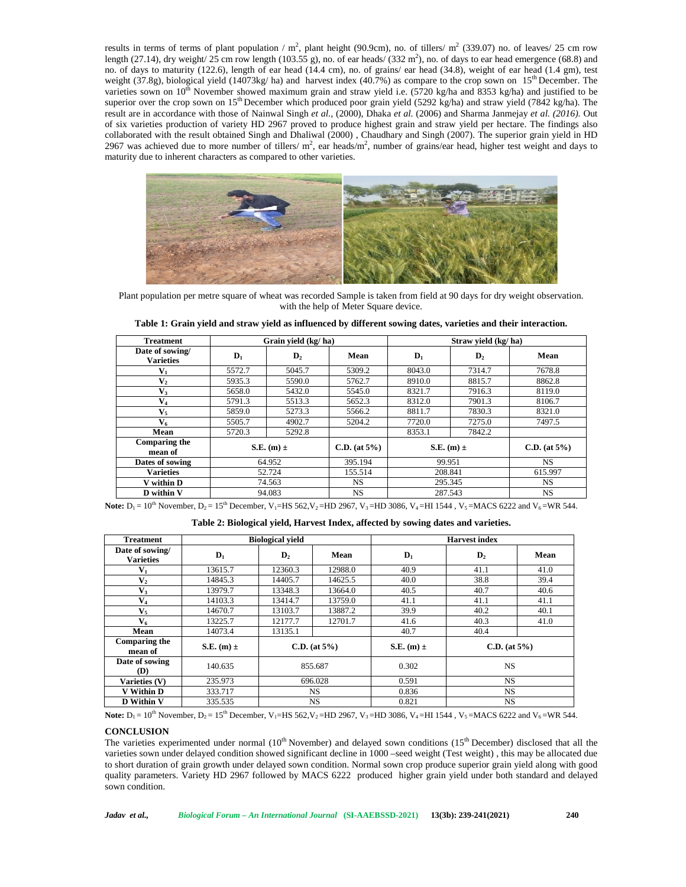results in terms of terms of plant population / $m^2$, plant height (90.9cm), no. of tillers/ $m^2$ (339.07) no. of leaves/ 25 cm row length (27.14), dry weight/ 25 cm row length (103.55 g), no. of ear heads/ (332 $m^2$), no. of days to ear head emergence (68.8) and no. of days to maturity (122.6), length of ear head (14.4 cm), no. of grains/ ear head (34.8), weight of ear head (1.4 gm), test weight (37.8g), biological yield (14073kg/ ha) and harvest index (40.7%) as compare to the crop sown on 15th December. The varieties sown on 10th November showed maximum grain and straw yield i.e. (5720 kg/ha and 8353 kg/ha) and justified to be superior over the crop sown on 15th December which produced poor grain yield (5292 kg/ha) and straw yield (7842 kg/ha). The result are in accordance with those of Nainwal Singh *et al.,* (2000), Dhaka *et al.* (2006) and Sharma Janmejay *et al. (2016).* Out of six varieties production of variety HD 2967 proved to produce highest grain and straw yield per hectare. The findings also collaborated with the result obtained Singh and Dhaliwal (2000) , Chaudhary and Singh (2007). The superior grain yield in HD 2967 was achieved due to more number of tillers/ $m^2$, ear heads/$m^2$, number of grains/ear head, higher test weight and days to maturity due to inherent characters as compared to other varieties.

Plant population per metre square of wheat was recorded Sample is taken from field at 90 days for dry weight observation. with the help of Meter Square device.

**Table 1: Grain yield and straw yield as influenced by different sowing dates, varieties and their interaction.**

| Treatment | Grain yield (kg/ ha) | | | Straw yield (kg/ ha) | | |
|---|---|---|---|---|---|---|
| Date of sowing/ Varieties | $D_1$ | $D_2$ | Mean | $D_1$ | $D_2$ | Mean |
| $V_1$ | 5572.7 | 5045.7 | 5309.2 | 8043.0 | 7314.7 | 7678.8 |
| $V_2$ | 5935.3 | 5590.0 | 5762.7 | 8910.0 | 8815.7 | 8862.8 |
| $V_3$ | 5658.0 | 5432.0 | 5545.0 | 8321.7 | 7916.3 | 8119.0 |
| $V_4$ | 5791.3 | 5513.3 | 5652.3 | 8312.0 | 7901.3 | 8106.7 |
| $V_5$ | 5859.0 | 5273.3 | 5566.2 | 8811.7 | 7830.3 | 8321.0 |
| $V_6$ | 5505.7 | 4902.7 | 5204.2 | 7720.0 | 7275.0 | 7497.5 |
| Mean | 5720.3 | 5292.8 | | 8353.1 | 7842.2 | |
| Comparing the mean of | S.E. (m) ± | | C.D. (at 5%) | S.E. (m) ± | | C.D. (at 5%) |
| Dates of sowing | 64.952 | | 395.194 | 99.951 | | NS |
| Varieties | 52.724 | | 155.514 | 208.841 | | 615.997 |
| V within D | 74.563 | | NS | 295.345 | | NS |
| D within V | 94.083 | | NS | 287.543 | | NS |

**Note:** $D_1$ = 10th November, $D_2$ = 15th December, $V_1$=HS 562, $V_2$ =HD 2967, $V_3$ =HD 3086, $V_4$ =HI 1544 , $V_5$ =MACS 6222 and $V_6$ =WR 544.

**Table 2: Biological yield, Harvest Index, affected by sowing dates and varieties.**

| Treatment | Biological yield | | | Harvest index | | |
|---|---|---|---|---|---|---|
| Date of sowing/ Varieties | $D_1$ | $D_2$ | Mean | $D_1$ | $D_2$ | Mean |
| $V_1$ | 13615.7 | 12360.3 | 12988.0 | 40.9 | 41.1 | 41.0 |
| $V_2$ | 14845.3 | 14405.7 | 14625.5 | 40.0 | 38.8 | 39.4 |
| $V_3$ | 13979.7 | 13348.3 | 13664.0 | 40.5 | 40.7 | 40.6 |
| $V_4$ | 14103.3 | 13414.7 | 13759.0 | 41.1 | 41.1 | 41.1 |
| $V_5$ | 14670.7 | 13103.7 | 13887.2 | 39.9 | 40.2 | 40.1 |
| $V_6$ | 13225.7 | 12177.7 | 12701.7 | 41.6 | 40.3 | 41.0 |
| Mean | 14073.4 | 13135.1 | | 40.7 | 40.4 | |
| Comparing the mean of | S.E. (m) ± | C.D. (at 5%) | | S.E. (m) ± | C.D. (at 5%) | |
| Date of sowing (D) | 140.635 | 855.687 | | 0.302 | NS | |
| Varieties (V) | 235.973 | 696.028 | | 0.591 | NS | |
| V Within D | 333.717 | NS | | 0.836 | NS | |
| D Within V | 335.535 | NS | | 0.821 | NS | |

**Note:** $D_1$ = 10th November, $D_2$ = 15th December, $V_1$=HS 562, $V_2$ =HD 2967, $V_3$ =HD 3086, $V_4$ =HI 1544 , $V_5$ =MACS 6222 and $V_6$ =WR 544.

## CONCLUSION

The varieties experimented under normal (10th November) and delayed sown conditions (15th December) disclosed that all the varieties sown under delayed condition showed significant decline in 1000 –seed weight (Test weight) , this may be allocated due to short duration of grain growth under delayed sown condition. Normal sown crop produce superior grain yield along with good quality parameters. Variety HD 2967 followed by MACS 6222 produced higher grain yield under both standard and delayed sown condition.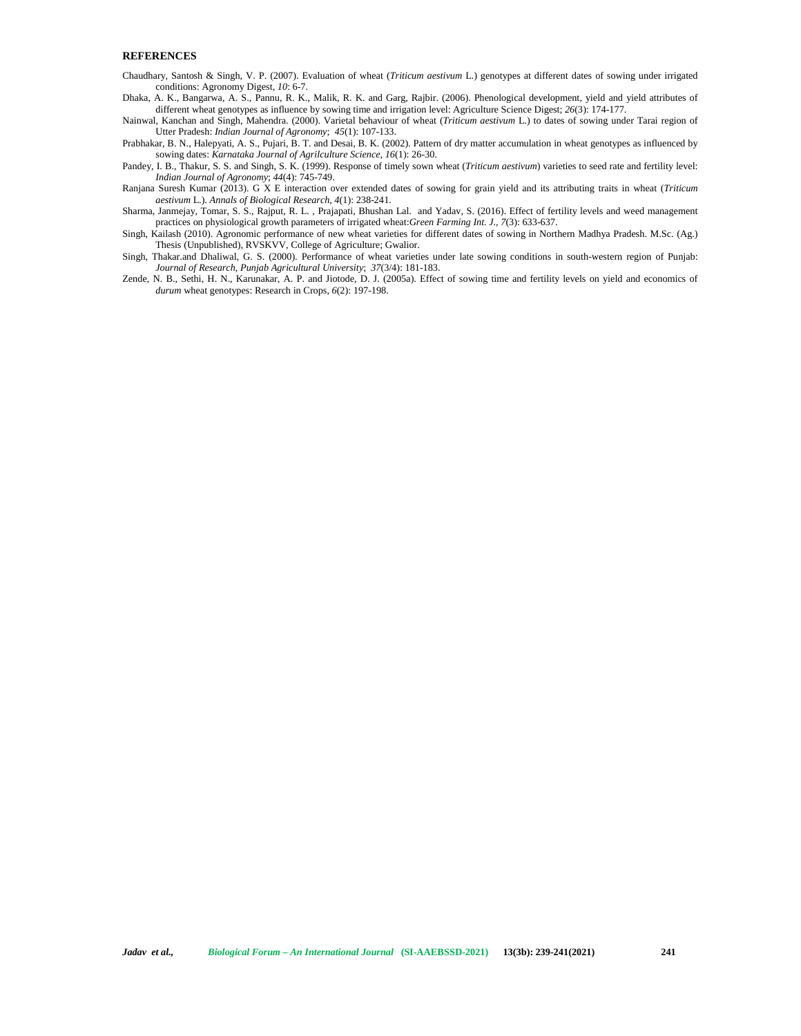## REFERENCES

Chaudhary, Santosh & Singh, V. P. (2007). Evaluation of wheat (*Triticum aestivum* L.) genotypes at different dates of sowing under irrigated conditions: Agronomy Digest, *10*: 6-7.

Dhaka, A. K., Bangarwa, A. S., Pannu, R. K., Malik, R. K. and Garg, Rajbir. (2006). Phenological development, yield and yield attributes of different wheat genotypes as influence by sowing time and irrigation level: Agriculture Science Digest; *26*(3): 174-177.

Nainwal, Kanchan and Singh, Mahendra. (2000). Varietal behaviour of wheat (*Triticum aestivum* L.) to dates of sowing under Tarai region of Utter Pradesh: *Indian Journal of Agronomy*; *45*(1): 107-133.

Prabhakar, B. N., Halepyati, A. S., Pujari, B. T. and Desai, B. K. (2002). Pattern of dry matter accumulation in wheat genotypes as influenced by sowing dates: *Karnataka Journal of Agrilculture Science, 16*(1): 26-30.

Pandey, I. B., Thakur, S. S. and Singh, S. K. (1999). Response of timely sown wheat (*Triticum aestivum*) varieties to seed rate and fertility level: *Indian Journal of Agronomy*; *44*(4): 745-749.

Ranjana Suresh Kumar (2013). G X E interaction over extended dates of sowing for grain yield and its attributing traits in wheat (*Triticum aestivum* L.). *Annals of Biological Research, 4*(1): 238-241.

Sharma, Janmejay, Tomar, S. S., Rajput, R. L. , Prajapati, Bhushan Lal. and Yadav, S. (2016). Effect of fertility levels and weed management practices on physiological growth parameters of irrigated wheat:*Green Farming Int. J., 7*(3): 633-637.

Singh, Kailash (2010). Agronomic performance of new wheat varieties for different dates of sowing in Northern Madhya Pradesh. M.Sc. (Ag.) Thesis (Unpublished), RVSKVV, College of Agriculture; Gwalior.

Singh, Thakar.and Dhaliwal, G. S. (2000). Performance of wheat varieties under late sowing conditions in south-western region of Punjab: *Journal of Research, Punjab Agricultural University*; *37*(3/4): 181-183.

Zende, N. B., Sethi, H. N., Karunakar, A. P. and Jiotode, D. J. (2005a). Effect of sowing time and fertility levels on yield and economics of *durum* wheat genotypes: Research in Crops, *6*(2): 197-198.